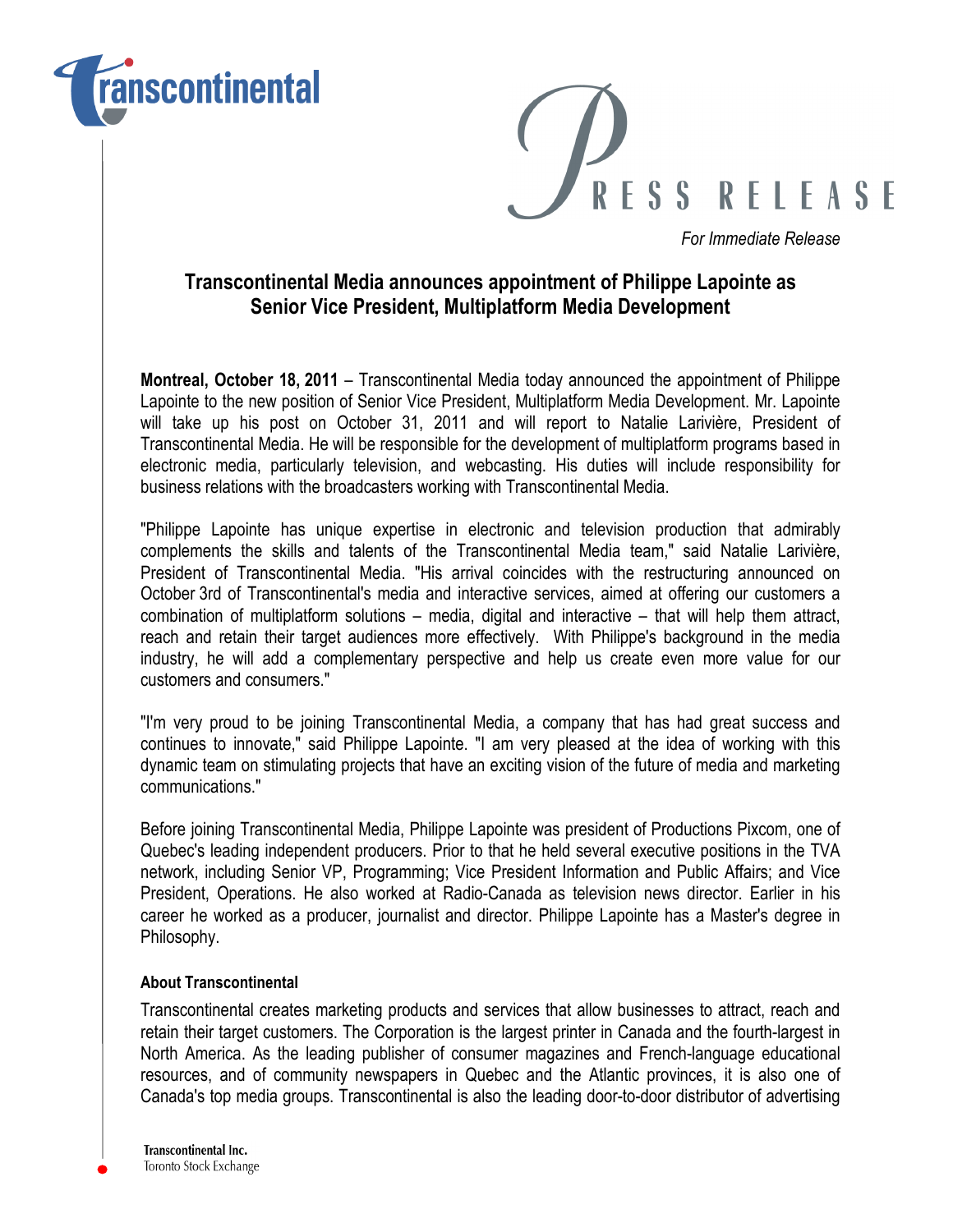# PRESS RELEASE

*For Immediate Release*

## Transcontinental Media announces appointment of Philippe Lapointe as Senior Vice President, Multiplatform Media Development

**Montreal, October 18, 2011** – Transcontinental Media today announced the appointment of Philippe Lapointe to the new position of Senior Vice President, Multiplatform Media Development. Mr. Lapointe will take up his post on October 31, 2011 and will report to Natalie Larivière, President of Transcontinental Media. He will be responsible for the development of multiplatform programs based in electronic media, particularly television, and webcasting. His duties will include responsibility for business relations with the broadcasters working with Transcontinental Media.

"Philippe Lapointe has unique expertise in electronic and television production that admirably complements the skills and talents of the Transcontinental Media team," said Natalie Larivière, President of Transcontinental Media. "His arrival coincides with the restructuring announced on October 3rd of Transcontinental's media and interactive services, aimed at offering our customers a combination of multiplatform solutions – media, digital and interactive – that will help them attract, reach and retain their target audiences more effectively. With Philippe's background in the media industry, he will add a complementary perspective and help us create even more value for our customers and consumers."

"I'm very proud to be joining Transcontinental Media, a company that has had great success and continues to innovate," said Philippe Lapointe. "I am very pleased at the idea of working with this dynamic team on stimulating projects that have an exciting vision of the future of media and marketing communications."

Before joining Transcontinental Media, Philippe Lapointe was president of Productions Pixcom, one of Quebec's leading independent producers. Prior to that he held several executive positions in the TVA network, including Senior VP, Programming; Vice President Information and Public Affairs; and Vice President, Operations. He also worked at Radio-Canada as television news director. Earlier in his career he worked as a producer, journalist and director. Philippe Lapointe has a Master's degree in Philosophy.

#### About Transcontinental

Transcontinental creates marketing products and services that allow businesses to attract, reach and retain their target customers. The Corporation is the largest printer in Canada and the fourth-largest in North America. As the leading publisher of consumer magazines and French-language educational resources, and of community newspapers in Quebec and the Atlantic provinces, it is also one of Canada's top media groups. Transcontinental is also the leading door-to-door distributor of advertising

Transcontinental Inc.
Toronto Stock Exchange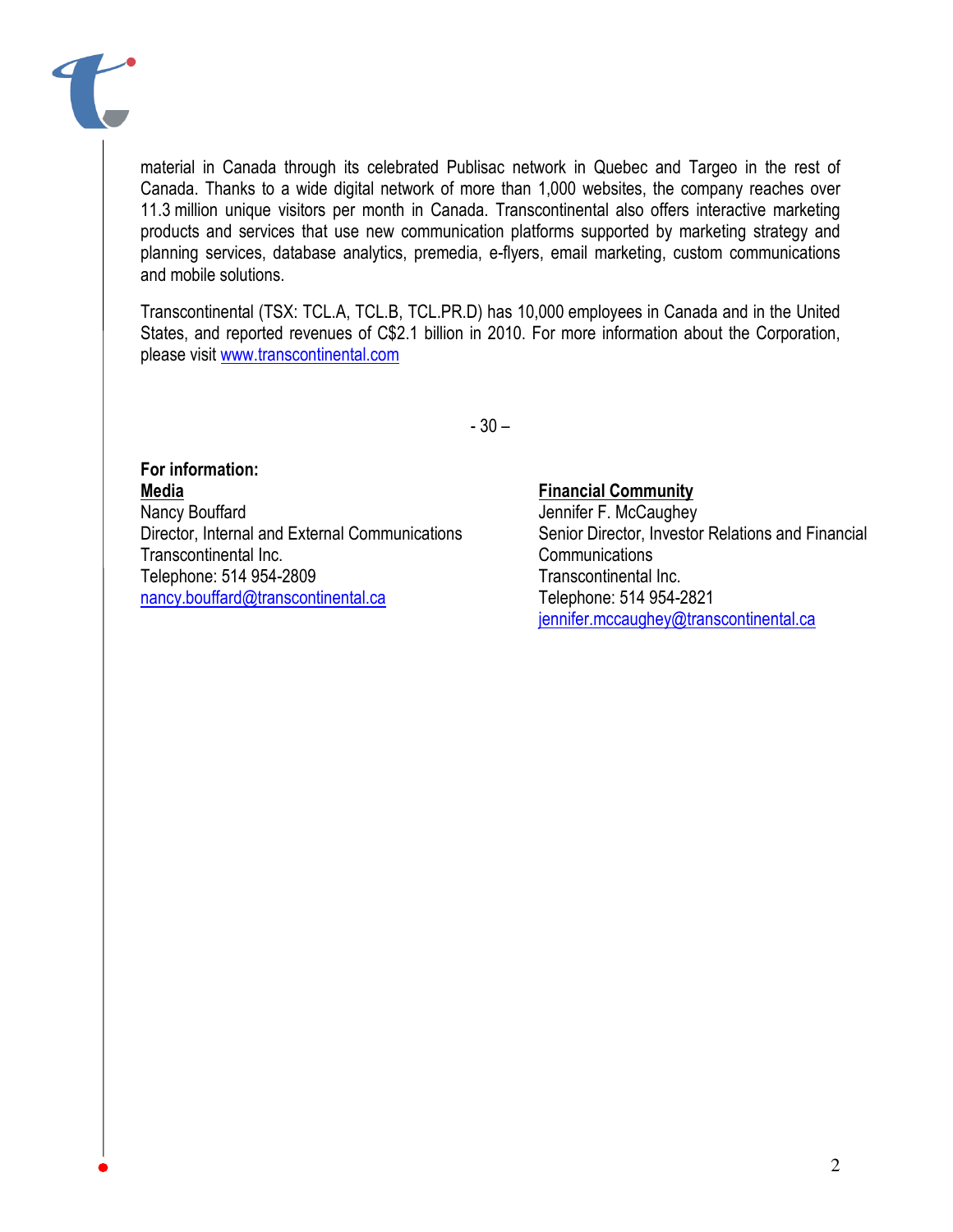material in Canada through its celebrated Publisac network in Quebec and Targeo in the rest of Canada. Thanks to a wide digital network of more than 1,000 websites, the company reaches over 11.3 million unique visitors per month in Canada. Transcontinental also offers interactive marketing products and services that use new communication platforms supported by marketing strategy and planning services, database analytics, premedia, e-flyers, email marketing, custom communications and mobile solutions.

Transcontinental (TSX: TCL.A, TCL.B, TCL.PR.D) has 10,000 employees in Canada and in the United States, and reported revenues of C$2.1 billion in 2010. For more information about the Corporation, please visit www.transcontinental.com

- 30 –

**For information:**

**Media**
Nancy Bouffard
Director, Internal and External Communications
Transcontinental Inc.
Telephone: 514 954-2809
nancy.bouffard@transcontinental.ca

**Financial Community**
Jennifer F. McCaughey
Senior Director, Investor Relations and Financial Communications
Transcontinental Inc.
Telephone: 514 954-2821
jennifer.mccaughey@transcontinental.ca